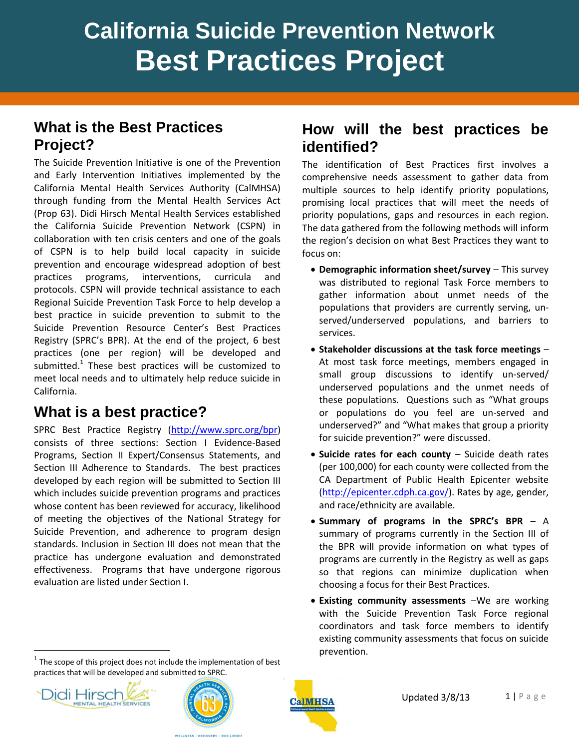# California Suicide Prevention Network Best Practices Project

## What is the Best Practices Project?

The Suicide Prevention Initiative is one of the Prevention and Early Intervention Initiatives implemented by the California Mental Health Services Authority (CalMHSA) through funding from the Mental Health Services Act (Prop 63). Didi Hirsch Mental Health Services established the California Suicide Prevention Network (CSPN) in collaboration with ten crisis centers and one of the goals of CSPN is to help build local capacity in suicide prevention and encourage widespread adoption of best practices programs, interventions, curricula and protocols. CSPN will provide technical assistance to each Regional Suicide Prevention Task Force to help develop a best practice in suicide prevention to submit to the Suicide Prevention Resource Center's Best Practices Registry (SPRC's BPR). At the end of the project, 6 best practices (one per region) will be developed and submitted.[1] These best practices will be customized to meet local needs and to ultimately help reduce suicide in California.

## What is a best practice?

SPRC Best Practice Registry (http://www.sprc.org/bpr) consists of three sections: Section I Evidence-Based Programs, Section II Expert/Consensus Statements, and Section III Adherence to Standards. The best practices developed by each region will be submitted to Section III which includes suicide prevention programs and practices whose content has been reviewed for accuracy, likelihood of meeting the objectives of the National Strategy for Suicide Prevention, and adherence to program design standards. Inclusion in Section III does not mean that the practice has undergone evaluation and demonstrated effectiveness. Programs that have undergone rigorous evaluation are listed under Section I.

## How will the best practices be identified?

The identification of Best Practices first involves a comprehensive needs assessment to gather data from multiple sources to help identify priority populations, promising local practices that will meet the needs of priority populations, gaps and resources in each region. The data gathered from the following methods will inform the region's decision on what Best Practices they want to focus on:

- **Demographic information sheet/survey** – This survey was distributed to regional Task Force members to gather information about unmet needs of the populations that providers are currently serving, un-served/underserved populations, and barriers to services.
- **Stakeholder discussions at the task force meetings** – At most task force meetings, members engaged in small group discussions to identify un-served/ underserved populations and the unmet needs of these populations. Questions such as "What groups or populations do you feel are un-served and underserved?" and "What makes that group a priority for suicide prevention?" were discussed.
- **Suicide rates for each county** – Suicide death rates (per 100,000) for each county were collected from the CA Department of Public Health Epicenter website (http://epicenter.cdph.ca.gov/). Rates by age, gender, and race/ethnicity are available.
- **Summary of programs in the SPRC's BPR** – A summary of programs currently in the Section III of the BPR will provide information on what types of programs are currently in the Registry as well as gaps so that regions can minimize duplication when choosing a focus for their Best Practices.
- **Existing community assessments** –We are working with the Suicide Prevention Task Force regional coordinators and task force members to identify existing community assessments that focus on suicide prevention.

[1] The scope of this project does not include the implementation of best practices that will be developed and submitted to SPRC.

Updated 3/8/13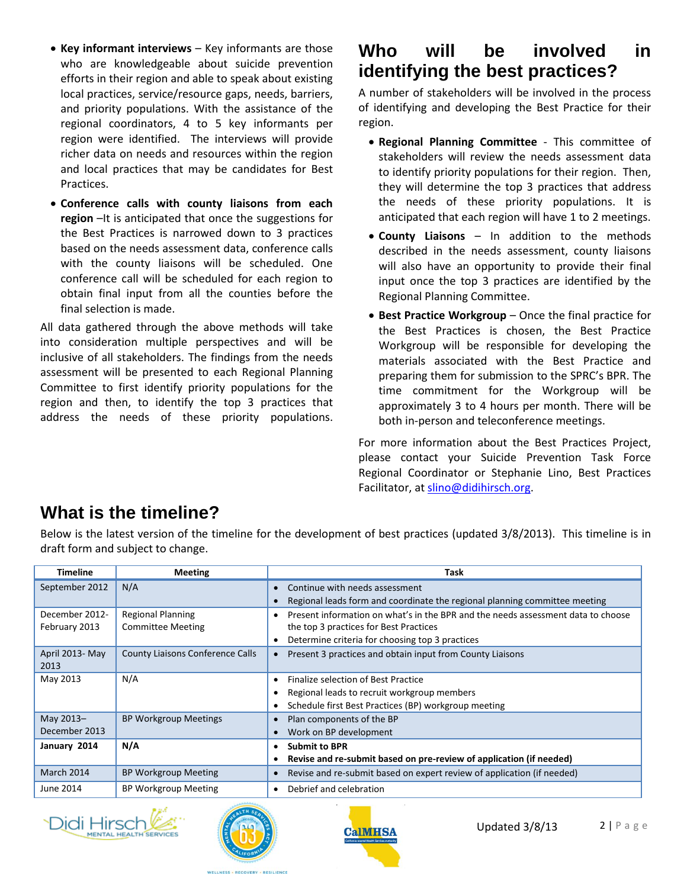- **Key informant interviews** – Key informants are those who are knowledgeable about suicide prevention efforts in their region and able to speak about existing local practices, service/resource gaps, needs, barriers, and priority populations. With the assistance of the regional coordinators, 4 to 5 key informants per region were identified. The interviews will provide richer data on needs and resources within the region and local practices that may be candidates for Best Practices.
- **Conference calls with county liaisons from each region** –It is anticipated that once the suggestions for the Best Practices is narrowed down to 3 practices based on the needs assessment data, conference calls with the county liaisons will be scheduled. One conference call will be scheduled for each region to obtain final input from all the counties before the final selection is made.

All data gathered through the above methods will take into consideration multiple perspectives and will be inclusive of all stakeholders. The findings from the needs assessment will be presented to each Regional Planning Committee to first identify priority populations for the region and then, to identify the top 3 practices that address the needs of these priority populations.

## Who will be involved in identifying the best practices?

A number of stakeholders will be involved in the process of identifying and developing the Best Practice for their region.

- **Regional Planning Committee** - This committee of stakeholders will review the needs assessment data to identify priority populations for their region. Then, they will determine the top 3 practices that address the needs of these priority populations. It is anticipated that each region will have 1 to 2 meetings.
- **County Liaisons** – In addition to the methods described in the needs assessment, county liaisons will also have an opportunity to provide their final input once the top 3 practices are identified by the Regional Planning Committee.
- **Best Practice Workgroup** – Once the final practice for the Best Practices is chosen, the Best Practice Workgroup will be responsible for developing the materials associated with the Best Practice and preparing them for submission to the SPRC's BPR. The time commitment for the Workgroup will be approximately 3 to 4 hours per month. There will be both in-person and teleconference meetings.

For more information about the Best Practices Project, please contact your Suicide Prevention Task Force Regional Coordinator or Stephanie Lino, Best Practices Facilitator, at slino@didihirsch.org.

## What is the timeline?

Below is the latest version of the timeline for the development of best practices (updated 3/8/2013). This timeline is in draft form and subject to change.

| Timeline | Meeting | Task |
|---|---|---|
| September 2012 | N/A | • Continue with needs assessment<br>• Regional leads form and coordinate the regional planning committee meeting |
| December 2012-February 2013 | Regional Planning Committee Meeting | • Present information on what's in the BPR and the needs assessment data to choose the top 3 practices for Best Practices<br>• Determine criteria for choosing top 3 practices |
| April 2013- May 2013 | County Liaisons Conference Calls | • Present 3 practices and obtain input from County Liaisons |
| May 2013 | N/A | • Finalize selection of Best Practice<br>• Regional leads to recruit workgroup members<br>• Schedule first Best Practices (BP) workgroup meeting |
| May 2013–December 2013 | BP Workgroup Meetings | • Plan components of the BP<br>• Work on BP development |
| **January 2014** | **N/A** | • **Submit to BPR**<br>• **Revise and re-submit based on pre-review of application (if needed)** |
| March 2014 | BP Workgroup Meeting | • Revise and re-submit based on expert review of application (if needed) |
| June 2014 | BP Workgroup Meeting | • Debrief and celebration |

Updated 3/8/13